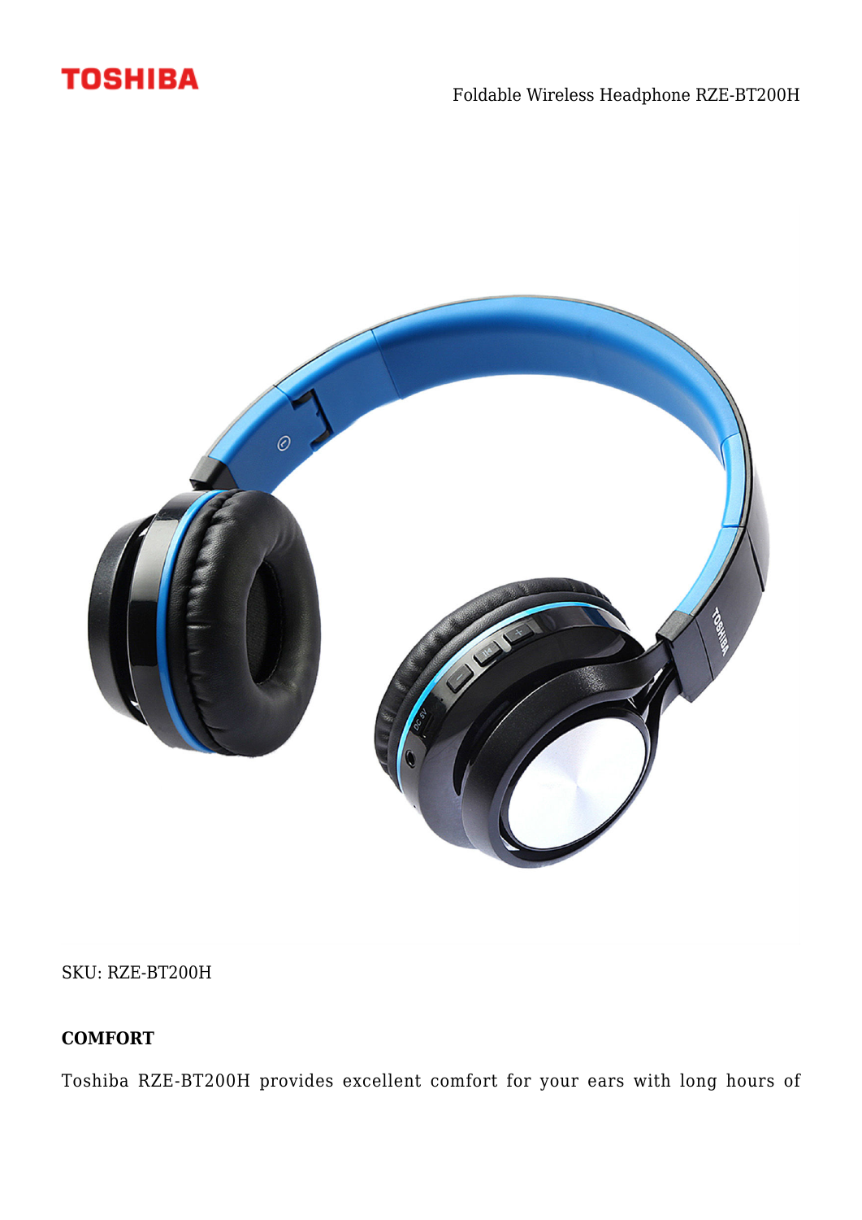# TOSHIBA

Foldable Wireless Headphone RZE-BT200H

SKU: RZE-BT200H

**COMFORT**

Toshiba RZE-BT200H provides excellent comfort for your ears with long hours of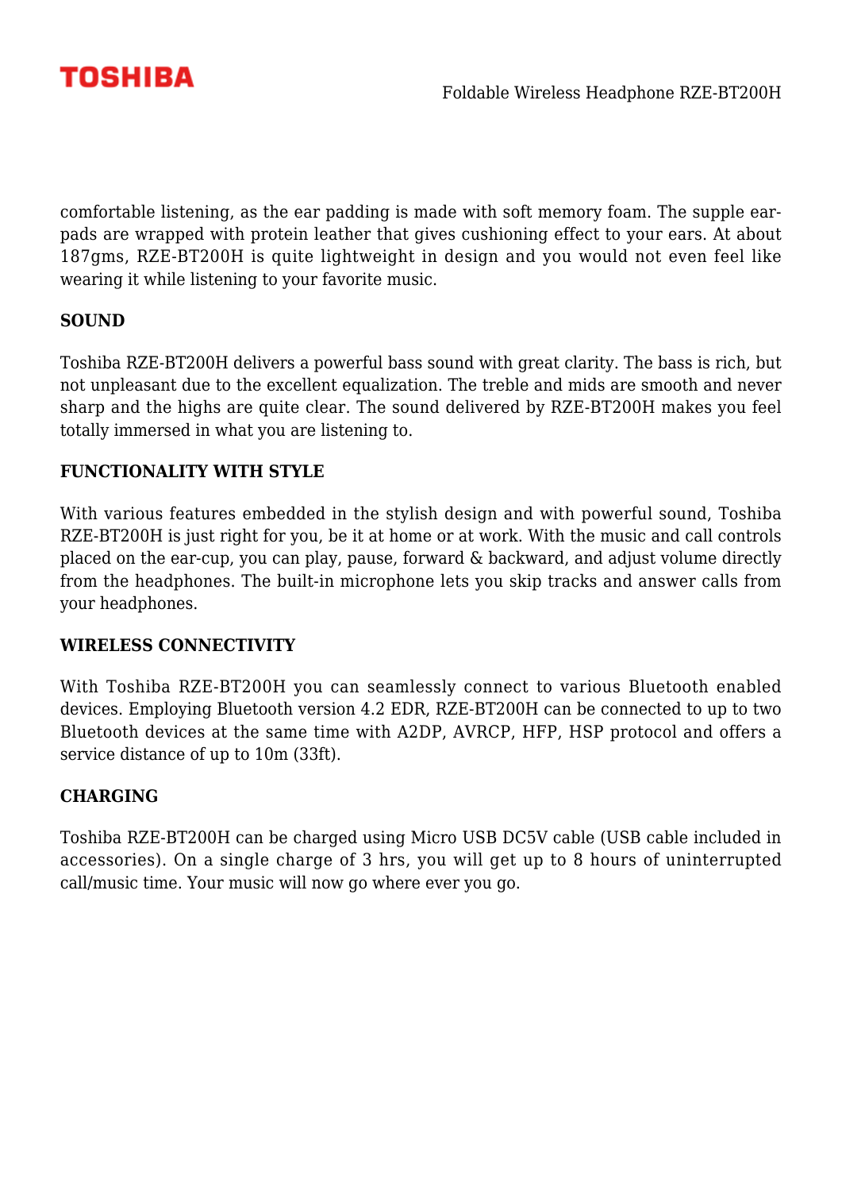comfortable listening, as the ear padding is made with soft memory foam. The supple ear-pads are wrapped with protein leather that gives cushioning effect to your ears. At about 187gms, RZE-BT200H is quite lightweight in design and you would not even feel like wearing it while listening to your favorite music.

## SOUND

Toshiba RZE-BT200H delivers a powerful bass sound with great clarity. The bass is rich, but not unpleasant due to the excellent equalization. The treble and mids are smooth and never sharp and the highs are quite clear. The sound delivered by RZE-BT200H makes you feel totally immersed in what you are listening to.

## FUNCTIONALITY WITH STYLE

With various features embedded in the stylish design and with powerful sound, Toshiba RZE-BT200H is just right for you, be it at home or at work. With the music and call controls placed on the ear-cup, you can play, pause, forward & backward, and adjust volume directly from the headphones. The built-in microphone lets you skip tracks and answer calls from your headphones.

## WIRELESS CONNECTIVITY

With Toshiba RZE-BT200H you can seamlessly connect to various Bluetooth enabled devices. Employing Bluetooth version 4.2 EDR, RZE-BT200H can be connected to up to two Bluetooth devices at the same time with A2DP, AVRCP, HFP, HSP protocol and offers a service distance of up to 10m (33ft).

## CHARGING

Toshiba RZE-BT200H can be charged using Micro USB DC5V cable (USB cable included in accessories). On a single charge of 3 hrs, you will get up to 8 hours of uninterrupted call/music time. Your music will now go where ever you go.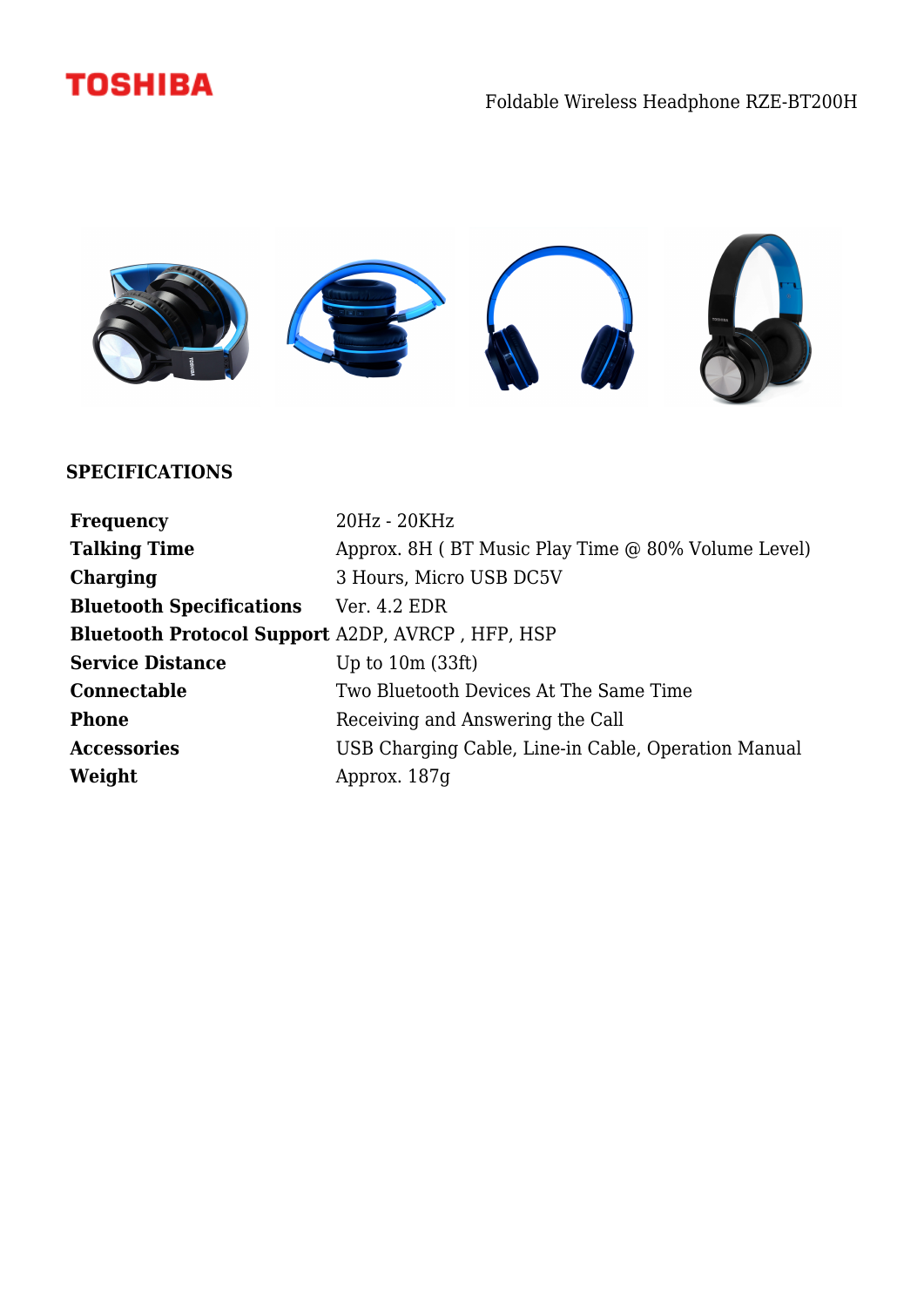TOSHIBA

Foldable Wireless Headphone RZE-BT200H

## SPECIFICATIONS

| | |
|---|---|
| **Frequency** | 20Hz - 20KHz |
| **Talking Time** | Approx. 8H ( BT Music Play Time @ 80% Volume Level) |
| **Charging** | 3 Hours, Micro USB DC5V |
| **Bluetooth Specifications** | Ver. 4.2 EDR |
| **Bluetooth Protocol Support** | A2DP, AVRCP , HFP, HSP |
| **Service Distance** | Up to 10m (33ft) |
| **Connectable** | Two Bluetooth Devices At The Same Time |
| **Phone** | Receiving and Answering the Call |
| **Accessories** | USB Charging Cable, Line-in Cable, Operation Manual |
| **Weight** | Approx. 187g |